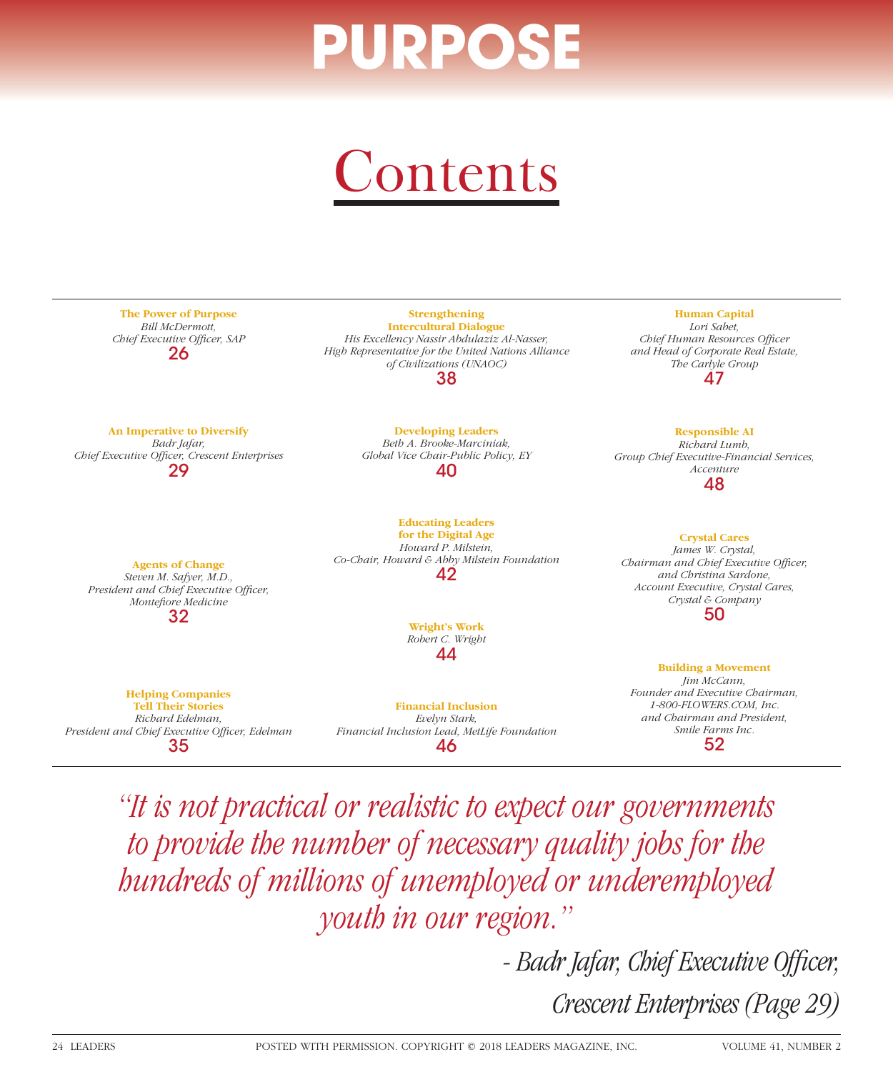# PURPOSE

# Contents

**The Power of Purpose**
*Bill McDermott,*
*Chief Executive Officer, SAP*
26

**An Imperative to Diversify**
*Badr Jafar,*
*Chief Executive Officer, Crescent Enterprises*
29

**Agents of Change**
*Steven M. Safyer, M.D.,*
*President and Chief Executive Officer,*
*Montefiore Medicine*
32

**Helping Companies Tell Their Stories**
*Richard Edelman,*
*President and Chief Executive Officer, Edelman*
35

**Strengthening Intercultural Dialogue**
*His Excellency Nassir Abdulaziz Al-Nasser,*
*High Representative for the United Nations Alliance of Civilizations (UNAOC)*
38

**Developing Leaders**
*Beth A. Brooke-Marciniak,*
*Global Vice Chair-Public Policy, EY*
40

**Educating Leaders for the Digital Age**
*Howard P. Milstein,*
*Co-Chair, Howard & Abby Milstein Foundation*
42

**Wright's Work**
*Robert C. Wright*
44

**Financial Inclusion**
*Evelyn Stark,*
*Financial Inclusion Lead, MetLife Foundation*
46

**Human Capital**
*Lori Sabet,*
*Chief Human Resources Officer and Head of Corporate Real Estate,*
*The Carlyle Group*
47

**Responsible AI**
*Richard Lumb,*
*Group Chief Executive-Financial Services,*
*Accenture*
48

**Crystal Cares**
*James W. Crystal,*
*Chairman and Chief Executive Officer,*
*and Christina Sardone,*
*Account Executive, Crystal Cares,*
*Crystal & Company*
50

**Building a Movement**
*Jim McCann,*
*Founder and Executive Chairman,*
*1-800-FLOWERS.COM, Inc.*
*and Chairman and President,*
*Smile Farms Inc.*
52

*"It is not practical or realistic to expect our governments to provide the number of necessary quality jobs for the hundreds of millions of unemployed or underemployed youth in our region."*

*- Badr Jafar, Chief Executive Officer, Crescent Enterprises (Page 29)*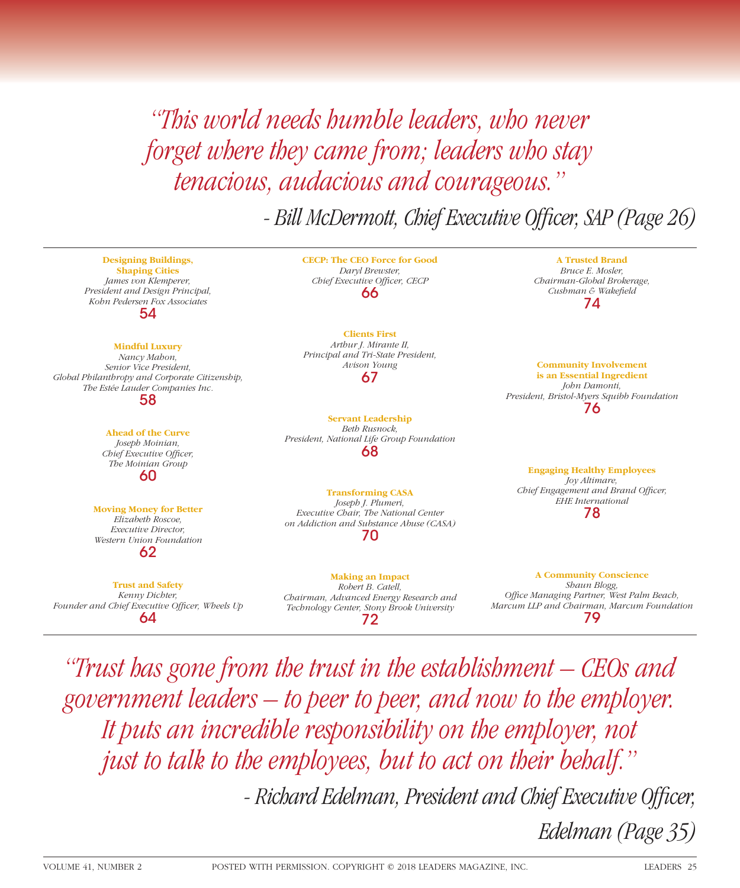*"This world needs humble leaders, who never forget where they came from; leaders who stay tenacious, audacious and courageous."*

*- Bill McDermott, Chief Executive Officer, SAP (Page 26)*

---

**Designing Buildings, Shaping Cities**
*James von Klemperer, President and Design Principal, Kohn Pedersen Fox Associates*
54

**Mindful Luxury**
*Nancy Mahon, Senior Vice President, Global Philanthropy and Corporate Citizenship, The Estée Lauder Companies Inc.*
58

**Ahead of the Curve**
*Joseph Moinian, Chief Executive Officer, The Moinian Group*
60

**Moving Money for Better**
*Elizabeth Roscoe, Executive Director, Western Union Foundation*
62

**Trust and Safety**
*Kenny Dichter, Founder and Chief Executive Officer, Wheels Up*
64

**CECP: The CEO Force for Good**
*Daryl Brewster, Chief Executive Officer, CECP*
66

**Clients First**
*Arthur J. Mirante II, Principal and Tri-State President, Avison Young*
67

**Servant Leadership**
*Beth Rusnock, President, National Life Group Foundation*
68

**Transforming CASA**
*Joseph J. Plumeri, Executive Chair, The National Center on Addiction and Substance Abuse (CASA)*
70

**Making an Impact**
*Robert B. Catell, Chairman, Advanced Energy Research and Technology Center, Stony Brook University*
72

**A Trusted Brand**
*Bruce E. Mosler, Chairman-Global Brokerage, Cushman & Wakefield*
74

**Community Involvement is an Essential Ingredient**
*John Damonti, President, Bristol-Myers Squibb Foundation*
76

**Engaging Healthy Employees**
*Joy Altimare, Chief Engagement and Brand Officer, EHE International*
78

**A Community Conscience**
*Shaun Blogg, Office Managing Partner, West Palm Beach, Marcum LLP and Chairman, Marcum Foundation*
79

---

*"Trust has gone from the trust in the establishment – CEOs and government leaders – to peer to peer, and now to the employer. It puts an incredible responsibility on the employer, not just to talk to the employees, but to act on their behalf."*

*- Richard Edelman, President and Chief Executive Officer, Edelman (Page 35)*

POSTED WITH PERMISSION. COPYRIGHT © 2018 LEADERS MAGAZINE, INC.